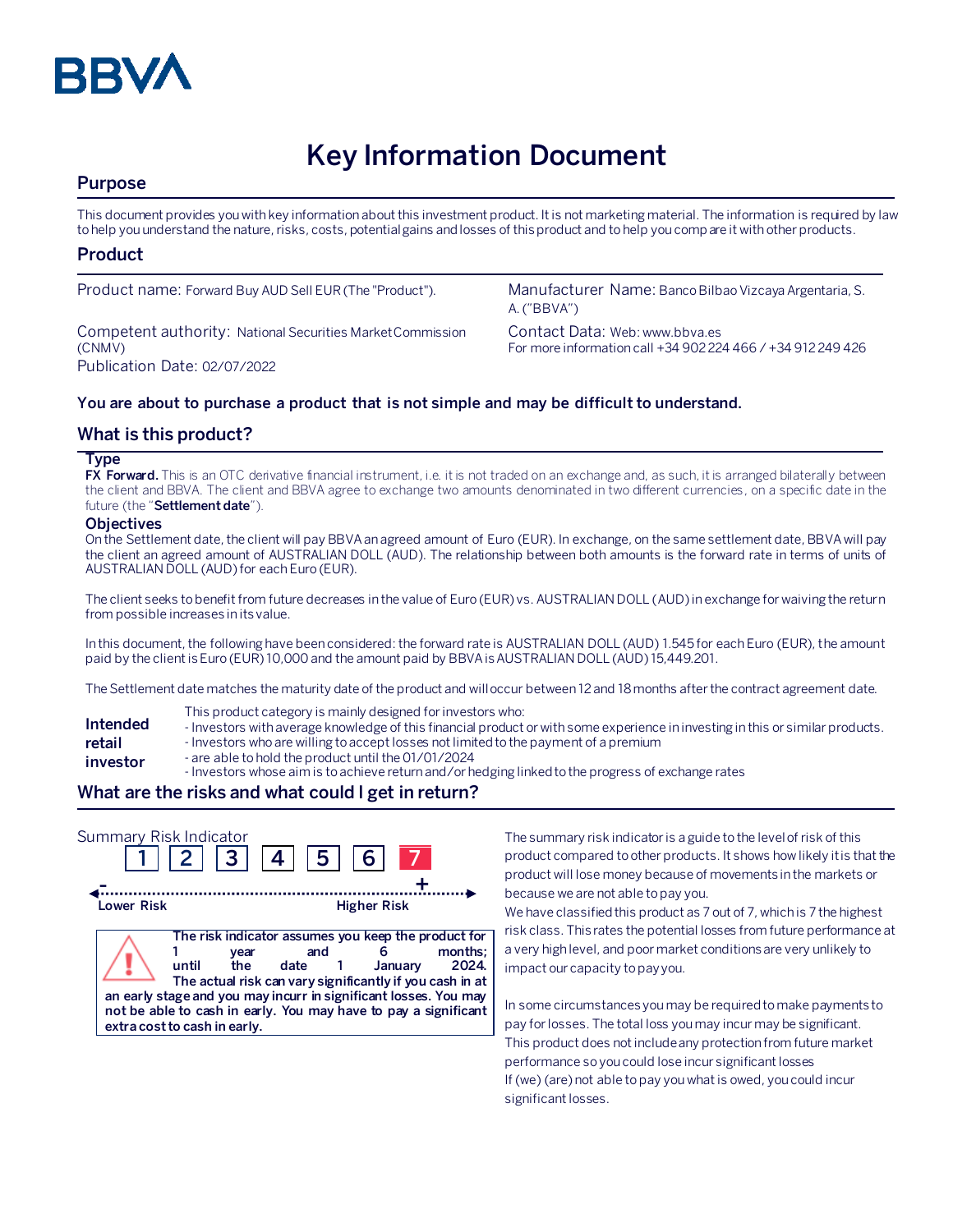BBVA

# Key Information Document

## Purpose

This document provides you with key information about this investment product. It is not marketing material. The information is required by law to help you understand the nature, risks, costs, potential gains and losses of this product and to help you compare it with other products.

## Product

Product name: Forward Buy AUD Sell EUR (The "Product").

Competent authority: National Securities Market Commission (CNMV)

Publication Date: 02/07/2022

Manufacturer Name: Banco Bilbao Vizcaya Argentaria, S. A. ("BBVA")

Contact Data: Web: www.bbva.es
For more information call +34 902 224 466 / +34 912 249 426

**You are about to purchase a product that is not simple and may be difficult to understand.**

## What is this product?

### Type

**FX Forward.** This is an OTC derivative financial instrument, i.e. it is not traded on an exchange and, as such, it is arranged bilaterally between the client and BBVA. The client and BBVA agree to exchange two amounts denominated in two different currencies, on a specific date in the future (the "**Settlement date**").

### Objectives

On the Settlement date, the client will pay BBVA an agreed amount of Euro (EUR). In exchange, on the same settlement date, BBVA will pay the client an agreed amount of AUSTRALIAN DOLL (AUD). The relationship between both amounts is the forward rate in terms of units of AUSTRALIAN DOLL (AUD) for each Euro (EUR).

The client seeks to benefit from future decreases in the value of Euro (EUR) vs. AUSTRALIAN DOLL (AUD) in exchange for waiving the return from possible increases in its value.

In this document, the following have been considered: the forward rate is AUSTRALIAN DOLL (AUD) 1.545 for each Euro (EUR), the amount paid by the client is Euro (EUR) 10,000 and the amount paid by BBVA is AUSTRALIAN DOLL (AUD) 15,449.201.

The Settlement date matches the maturity date of the product and will occur between 12 and 18 months after the contract agreement date.

**Intended retail investor**

This product category is mainly designed for investors who:
- Investors with average knowledge of this financial product or with some experience in investing in this or similar products.
- Investors who are willing to accept losses not limited to the payment of a premium
- are able to hold the product until the 01/01/2024
- Investors whose aim is to achieve return and/or hedging linked to the progress of exchange rates

## What are the risks and what could I get in return?

Summary Risk Indicator

| 1 | 2 | 3 | 4 | 5 | 6 | **7** |
|---|---|---|---|---|---|---|

Lower Risk — Higher Risk

**The risk indicator assumes you keep the product for 1 year and 6 months; until the date 1 January 2024. The actual risk can vary significantly if you cash in at an early stage and you may incurr in significant losses. You may not be able to cash in early. You may have to pay a significant extra cost to cash in early.**

The summary risk indicator is a guide to the level of risk of this product compared to other products. It shows how likely it is that the product will lose money because of movements in the markets or because we are not able to pay you.
We have classified this product as 7 out of 7, which is 7 the highest risk class. This rates the potential losses from future performance at a very high level, and poor market conditions are very unlikely to impact our capacity to pay you.

In some circumstances you may be required to make payments to pay for losses. The total loss you may incur may be significant. This product does not include any protection from future market performance so you could lose incur significant losses
If (we) (are) not able to pay you what is owed, you could incur significant losses.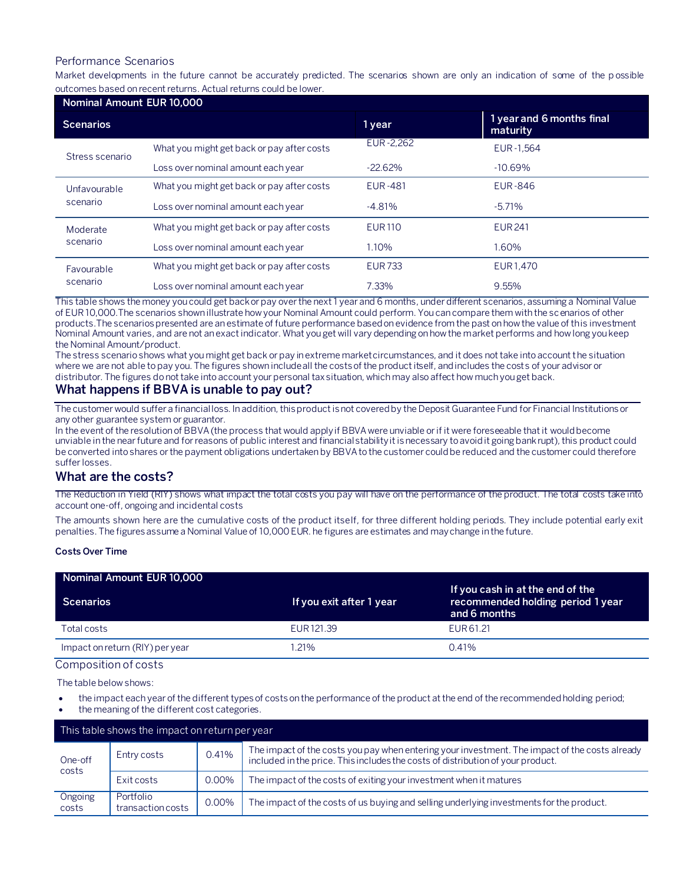### Performance Scenarios

Market developments in the future cannot be accurately predicted. The scenarios shown are only an indication of some of the possible outcomes based on recent returns. Actual returns could be lower.

| Nominal Amount EUR 10,000 | | | |
|---|---|---|---|
| **Scenarios** | | **1 year** | **1 year and 6 months final maturity** |
| Stress scenario | What you might get back or pay after costs | EUR -2,262 | EUR -1,564 |
| | Loss over nominal amount each year | -22.62% | -10.69% |
| Unfavourable scenario | What you might get back or pay after costs | EUR -481 | EUR -846 |
| | Loss over nominal amount each year | -4.81% | -5.71% |
| Moderate scenario | What you might get back or pay after costs | EUR 110 | EUR 241 |
| | Loss over nominal amount each year | 1.10% | 1.60% |
| Favourable scenario | What you might get back or pay after costs | EUR 733 | EUR 1,470 |
| | Loss over nominal amount each year | 7.33% | 9.55% |

This table shows the money you could get back or pay over the next 1 year and 6 months, under different scenarios, assuming a Nominal Value of EUR 10,000.The scenarios shown illustrate how your Nominal Amount could perform. You can compare them with the scenarios of other products.The scenarios presented are an estimate of future performance based on evidence from the past on how the value of this investment Nominal Amount varies, and are not an exact indicator. What you get will vary depending on how the market performs and how long you keep the Nominal Amount/product.
The stress scenario shows what you might get back or pay in extreme market circumstances, and it does not take into account the situation where we are not able to pay you. The figures shown include all the costs of the product itself, and includes the costs of your advisor or distributor. The figures do not take into account your personal tax situation, which may also affect how much you get back.

## What happens if BBVA is unable to pay out?

The customer would suffer a financial loss. In addition, this product is not covered by the Deposit Guarantee Fund for Financial Institutions or any other guarantee system or guarantor.
In the event of the resolution of BBVA (the process that would apply if BBVA were unviable or if it were foreseeable that it would become unviable in the near future and for reasons of public interest and financial stability it is necessary to avoid it going bankrupt), this product could be converted into shares or the payment obligations undertaken by BBVA to the customer could be reduced and the customer could therefore suffer losses.

## What are the costs?

The Reduction in Yield (RIY) shows what impact the total costs you pay will have on the performance of the product. The total costs take into account one-off, ongoing and incidental costs

The amounts shown here are the cumulative costs of the product itself, for three different holding periods. They include potential early exit penalties. The figures assume a Nominal Value of 10,000 EUR. he figures are estimates and may change in the future.

**Costs Over Time**

| Nominal Amount EUR 10,000 | | |
|---|---|---|
| **Scenarios** | **If you exit after 1 year** | **If you cash in at the end of the recommended holding period 1 year and 6 months** |
| Total costs | EUR 121.39 | EUR 61.21 |
| Impact on return (RIY) per year | 1.21% | 0.41% |

### Composition of costs

The table below shows:

- the impact each year of the different types of costs on the performance of the product at the end of the recommended holding period;
- the meaning of the different cost categories.

| This table shows the impact on return per year | | | |
|---|---|---|---|
| One-off costs | Entry costs | 0.41% | The impact of the costs you pay when entering your investment. The impact of the costs already included in the price. This includes the costs of distribution of your product. |
| | Exit costs | 0.00% | The impact of the costs of exiting your investment when it matures |
| Ongoing costs | Portfolio transaction costs | 0.00% | The impact of the costs of us buying and selling underlying investments for the product. |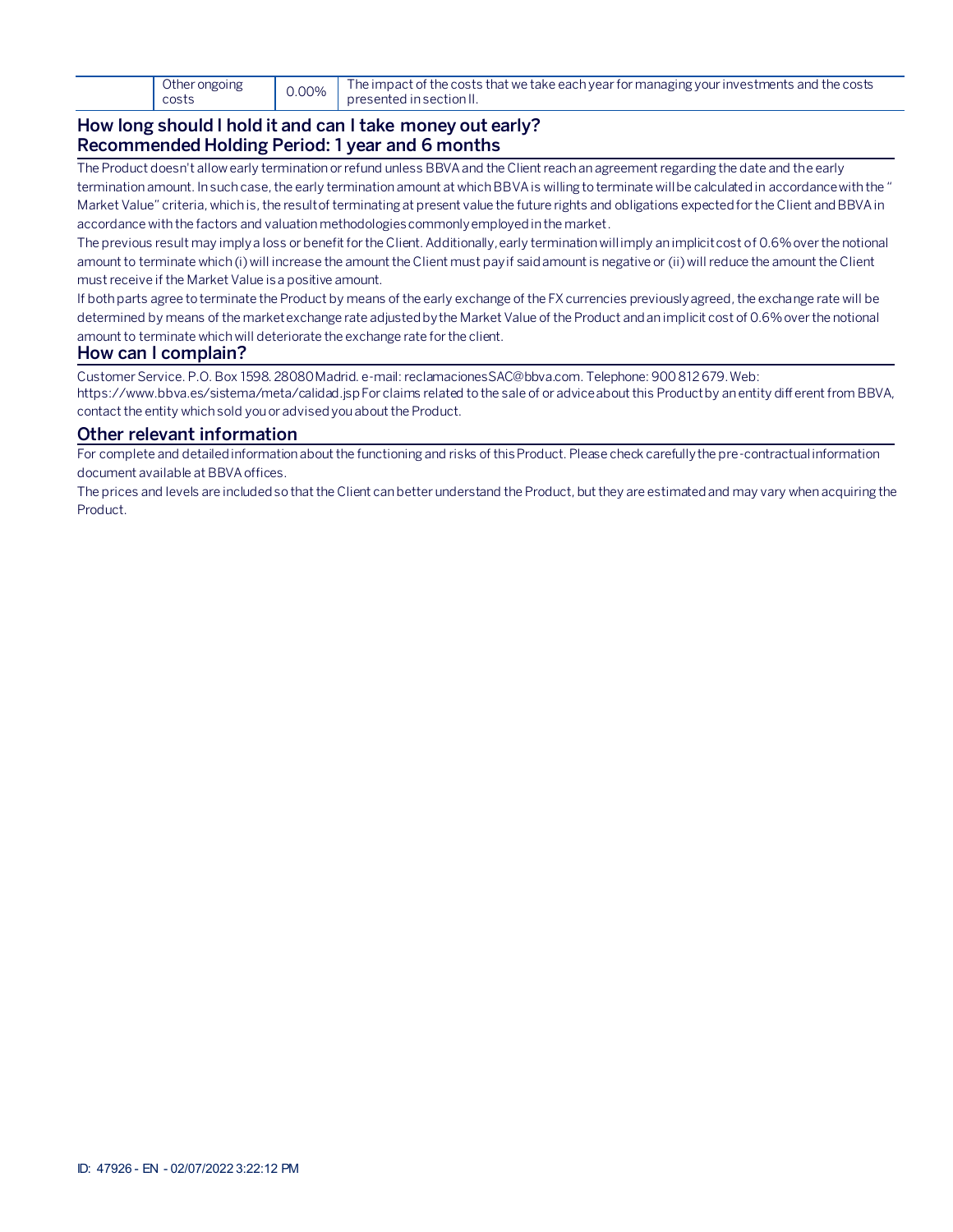| | | | |
|---|---|---|---|
| | Other ongoing costs | 0.00% | The impact of the costs that we take each year for managing your investments and the costs presented in section II. |

## How long should I hold it and can I take money out early?
## Recommended Holding Period: 1 year and 6 months

The Product doesn't allow early termination or refund unless BBVA and the Client reach an agreement regarding the date and the early termination amount. In such case, the early termination amount at which BBVA is willing to terminate will be calculated in accordance with the " Market Value" criteria, which is, the result of terminating at present value the future rights and obligations expected for the Client and BBVA in accordance with the factors and valuation methodologies commonly employed in the market.

The previous result may imply a loss or benefit for the Client. Additionally, early termination will imply an implicit cost of 0.6% over the notional amount to terminate which (i) will increase the amount the Client must pay if said amount is negative or (ii) will reduce the amount the Client must receive if the Market Value is a positive amount.

If both parts agree to terminate the Product by means of the early exchange of the FX currencies previously agreed, the exchange rate will be determined by means of the market exchange rate adjusted by the Market Value of the Product and an implicit cost of 0.6% over the notional amount to terminate which will deteriorate the exchange rate for the client.

## How can I complain?

Customer Service. P.O. Box 1598. 28080 Madrid. e-mail: reclamacionesSAC@bbva.com. Telephone: 900 812 679. Web: https://www.bbva.es/sistema/meta/calidad.jsp For claims related to the sale of or advice about this Product by an entity different from BBVA, contact the entity which sold you or advised you about the Product.

## Other relevant information

For complete and detailed information about the functioning and risks of this Product. Please check carefully the pre-contractual information document available at BBVA offices.

The prices and levels are included so that the Client can better understand the Product, but they are estimated and may vary when acquiring the Product.

ID: 47926 - EN - 02/07/2022 3:22:12 PM